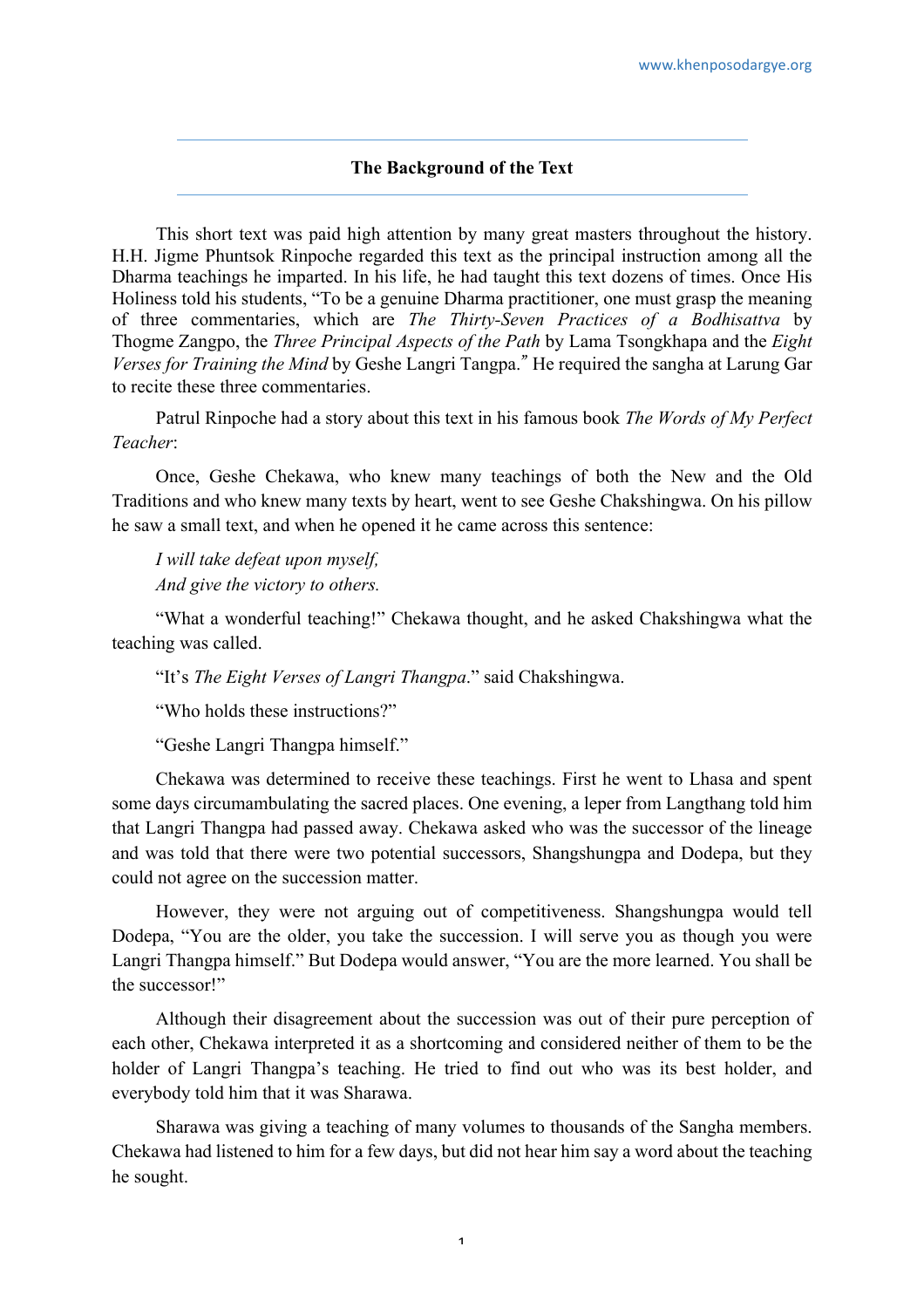## The Background of the Text

This short text was paid high attention by many great masters throughout the history. H.H. Jigme Phuntsok Rinpoche regarded this text as the principal instruction among all the Dharma teachings he imparted. In his life, he had taught this text dozens of times. Once His Holiness told his students, "To be a genuine Dharma practitioner, one must grasp the meaning of three commentaries, which are *The Thirty-Seven Practices of a Bodhisattva* by Thogme Zangpo, the *Three Principal Aspects of the Path* by Lama Tsongkhapa and the *Eight Verses for Training the Mind* by Geshe Langri Tangpa." He required the sangha at Larung Gar to recite these three commentaries.

Patrul Rinpoche had a story about this text in his famous book *The Words of My Perfect Teacher*:

Once, Geshe Chekawa, who knew many teachings of both the New and the Old Traditions and who knew many texts by heart, went to see Geshe Chakshingwa. On his pillow he saw a small text, and when he opened it he came across this sentence:

*I will take defeat upon myself,*
*And give the victory to others.*

"What a wonderful teaching!" Chekawa thought, and he asked Chakshingwa what the teaching was called.

"It's *The Eight Verses of Langri Thangpa*." said Chakshingwa.

"Who holds these instructions?"

"Geshe Langri Thangpa himself."

Chekawa was determined to receive these teachings. First he went to Lhasa and spent some days circumambulating the sacred places. One evening, a leper from Langthang told him that Langri Thangpa had passed away. Chekawa asked who was the successor of the lineage and was told that there were two potential successors, Shangshungpa and Dodepa, but they could not agree on the succession matter.

However, they were not arguing out of competitiveness. Shangshungpa would tell Dodepa, "You are the older, you take the succession. I will serve you as though you were Langri Thangpa himself." But Dodepa would answer, "You are the more learned. You shall be the successor!"

Although their disagreement about the succession was out of their pure perception of each other, Chekawa interpreted it as a shortcoming and considered neither of them to be the holder of Langri Thangpa's teaching. He tried to find out who was its best holder, and everybody told him that it was Sharawa.

Sharawa was giving a teaching of many volumes to thousands of the Sangha members. Chekawa had listened to him for a few days, but did not hear him say a word about the teaching he sought.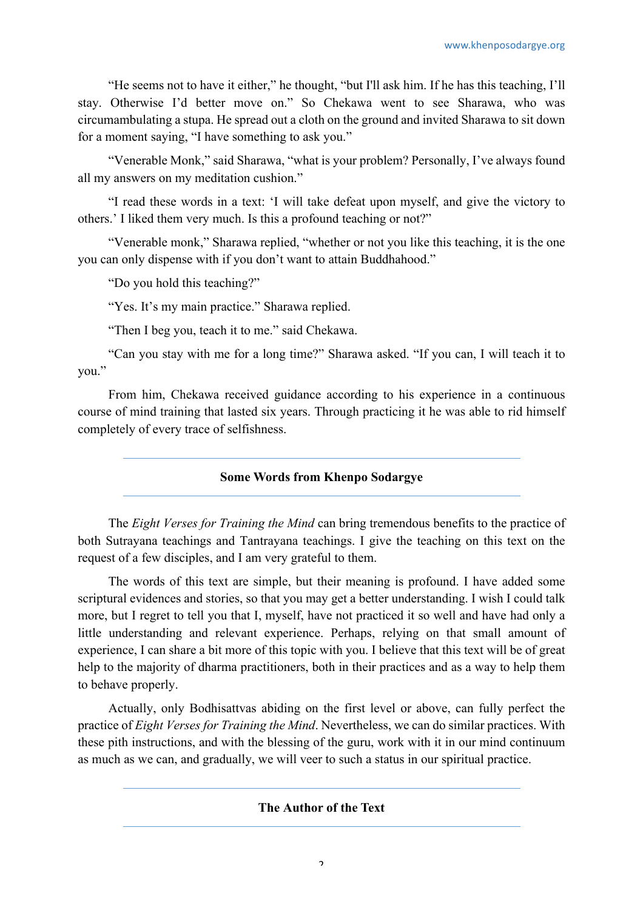"He seems not to have it either," he thought, "but I'll ask him. If he has this teaching, I'll stay. Otherwise I'd better move on." So Chekawa went to see Sharawa, who was circumambulating a stupa. He spread out a cloth on the ground and invited Sharawa to sit down for a moment saying, "I have something to ask you."

"Venerable Monk," said Sharawa, "what is your problem? Personally, I've always found all my answers on my meditation cushion."

"I read these words in a text: 'I will take defeat upon myself, and give the victory to others.' I liked them very much. Is this a profound teaching or not?"

"Venerable monk," Sharawa replied, "whether or not you like this teaching, it is the one you can only dispense with if you don't want to attain Buddhahood."

"Do you hold this teaching?"

"Yes. It's my main practice." Sharawa replied.

"Then I beg you, teach it to me." said Chekawa.

"Can you stay with me for a long time?" Sharawa asked. "If you can, I will teach it to you."

From him, Chekawa received guidance according to his experience in a continuous course of mind training that lasted six years. Through practicing it he was able to rid himself completely of every trace of selfishness.

## Some Words from Khenpo Sodargye

The *Eight Verses for Training the Mind* can bring tremendous benefits to the practice of both Sutrayana teachings and Tantrayana teachings. I give the teaching on this text on the request of a few disciples, and I am very grateful to them.

The words of this text are simple, but their meaning is profound. I have added some scriptural evidences and stories, so that you may get a better understanding. I wish I could talk more, but I regret to tell you that I, myself, have not practiced it so well and have had only a little understanding and relevant experience. Perhaps, relying on that small amount of experience, I can share a bit more of this topic with you. I believe that this text will be of great help to the majority of dharma practitioners, both in their practices and as a way to help them to behave properly.

Actually, only Bodhisattvas abiding on the first level or above, can fully perfect the practice of *Eight Verses for Training the Mind*. Nevertheless, we can do similar practices. With these pith instructions, and with the blessing of the guru, work with it in our mind continuum as much as we can, and gradually, we will veer to such a status in our spiritual practice.

## The Author of the Text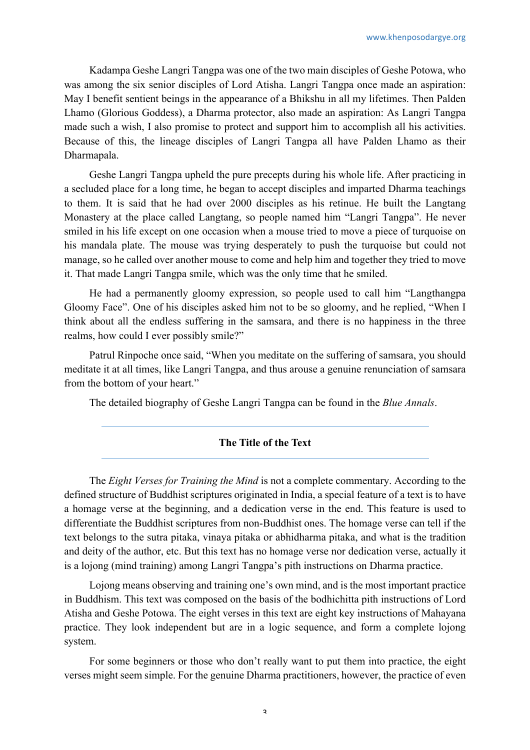Kadampa Geshe Langri Tangpa was one of the two main disciples of Geshe Potowa, who was among the six senior disciples of Lord Atisha. Langri Tangpa once made an aspiration: May I benefit sentient beings in the appearance of a Bhikshu in all my lifetimes. Then Palden Lhamo (Glorious Goddess), a Dharma protector, also made an aspiration: As Langri Tangpa made such a wish, I also promise to protect and support him to accomplish all his activities. Because of this, the lineage disciples of Langri Tangpa all have Palden Lhamo as their Dharmapala.

Geshe Langri Tangpa upheld the pure precepts during his whole life. After practicing in a secluded place for a long time, he began to accept disciples and imparted Dharma teachings to them. It is said that he had over 2000 disciples as his retinue. He built the Langtang Monastery at the place called Langtang, so people named him "Langri Tangpa". He never smiled in his life except on one occasion when a mouse tried to move a piece of turquoise on his mandala plate. The mouse was trying desperately to push the turquoise but could not manage, so he called over another mouse to come and help him and together they tried to move it. That made Langri Tangpa smile, which was the only time that he smiled.

He had a permanently gloomy expression, so people used to call him "Langthangpa Gloomy Face". One of his disciples asked him not to be so gloomy, and he replied, "When I think about all the endless suffering in the samsara, and there is no happiness in the three realms, how could I ever possibly smile?"

Patrul Rinpoche once said, "When you meditate on the suffering of samsara, you should meditate it at all times, like Langri Tangpa, and thus arouse a genuine renunciation of samsara from the bottom of your heart."

The detailed biography of Geshe Langri Tangpa can be found in the *Blue Annals*.

## The Title of the Text

The *Eight Verses for Training the Mind* is not a complete commentary. According to the defined structure of Buddhist scriptures originated in India, a special feature of a text is to have a homage verse at the beginning, and a dedication verse in the end. This feature is used to differentiate the Buddhist scriptures from non-Buddhist ones. The homage verse can tell if the text belongs to the sutra pitaka, vinaya pitaka or abhidharma pitaka, and what is the tradition and deity of the author, etc. But this text has no homage verse nor dedication verse, actually it is a lojong (mind training) among Langri Tangpa's pith instructions on Dharma practice.

Lojong means observing and training one's own mind, and is the most important practice in Buddhism. This text was composed on the basis of the bodhichitta pith instructions of Lord Atisha and Geshe Potowa. The eight verses in this text are eight key instructions of Mahayana practice. They look independent but are in a logic sequence, and form a complete lojong system.

For some beginners or those who don't really want to put them into practice, the eight verses might seem simple. For the genuine Dharma practitioners, however, the practice of even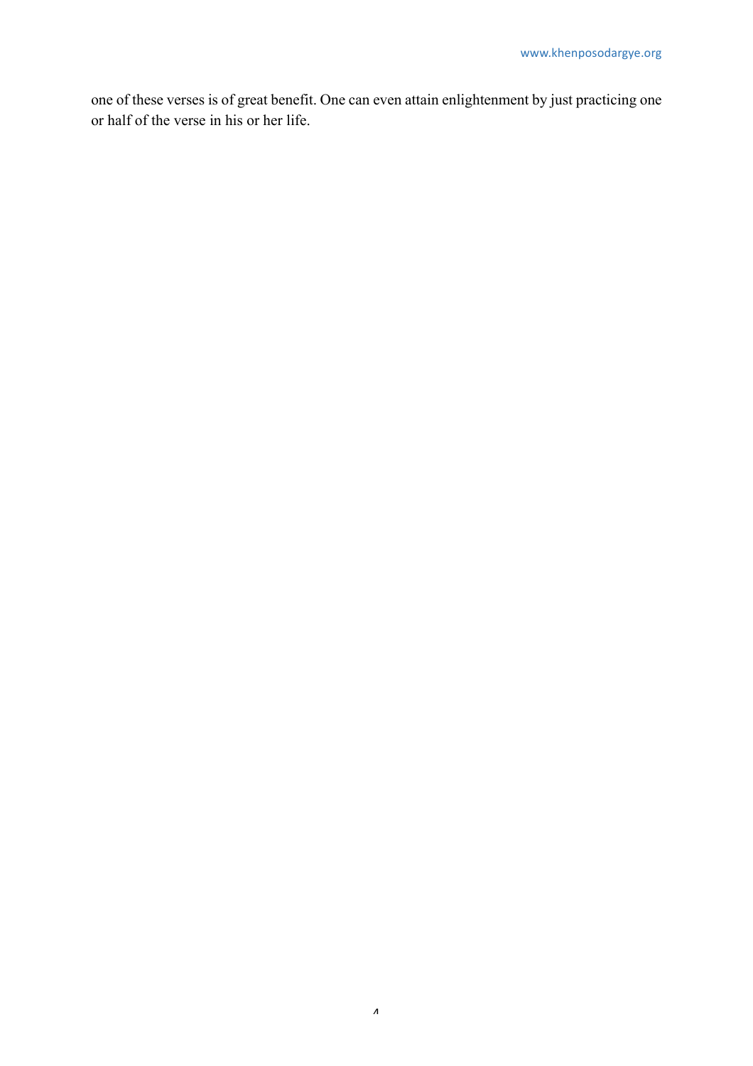one of these verses is of great benefit. One can even attain enlightenment by just practicing one or half of the verse in his or her life.